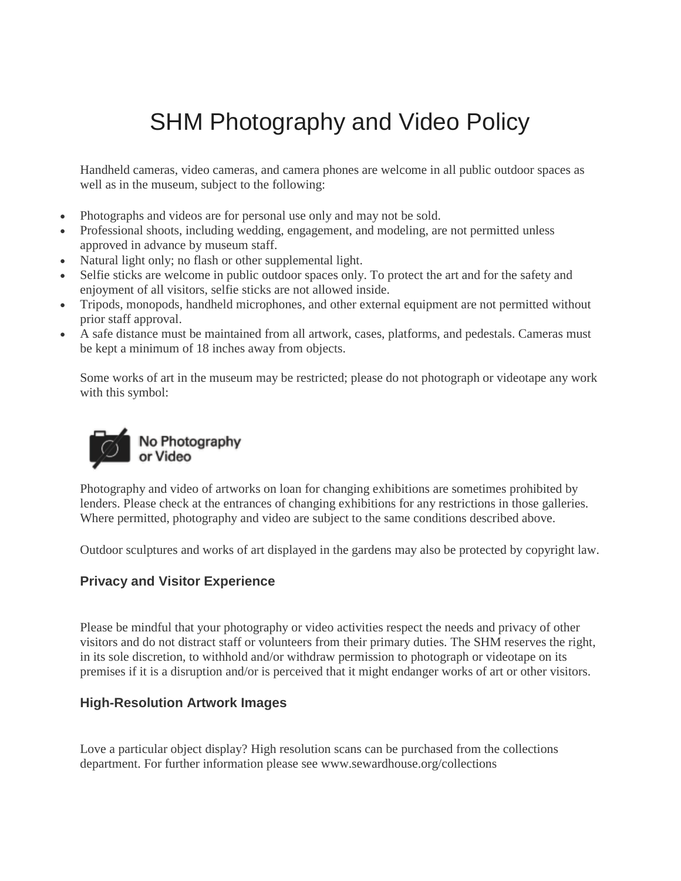# SHM Photography and Video Policy

Handheld cameras, video cameras, and camera phones are welcome in all public outdoor spaces as well as in the museum, subject to the following:

- Photographs and videos are for personal use only and may not be sold.
- Professional shoots, including wedding, engagement, and modeling, are not permitted unless approved in advance by museum staff.
- Natural light only; no flash or other supplemental light.
- Selfie sticks are welcome in public outdoor spaces only. To protect the art and for the safety and enjoyment of all visitors, selfie sticks are not allowed inside.
- Tripods, monopods, handheld microphones, and other external equipment are not permitted without prior staff approval.
- A safe distance must be maintained from all artwork, cases, platforms, and pedestals. Cameras must be kept a minimum of 18 inches away from objects.

Some works of art in the museum may be restricted; please do not photograph or videotape any work with this symbol:

No Photography or Video

Photography and video of artworks on loan for changing exhibitions are sometimes prohibited by lenders. Please check at the entrances of changing exhibitions for any restrictions in those galleries. Where permitted, photography and video are subject to the same conditions described above.

Outdoor sculptures and works of art displayed in the gardens may also be protected by copyright law.

### Privacy and Visitor Experience

Please be mindful that your photography or video activities respect the needs and privacy of other visitors and do not distract staff or volunteers from their primary duties. The SHM reserves the right, in its sole discretion, to withhold and/or withdraw permission to photograph or videotape on its premises if it is a disruption and/or is perceived that it might endanger works of art or other visitors.

### High-Resolution Artwork Images

Love a particular object display? High resolution scans can be purchased from the collections department. For further information please see www.sewardhouse.org/collections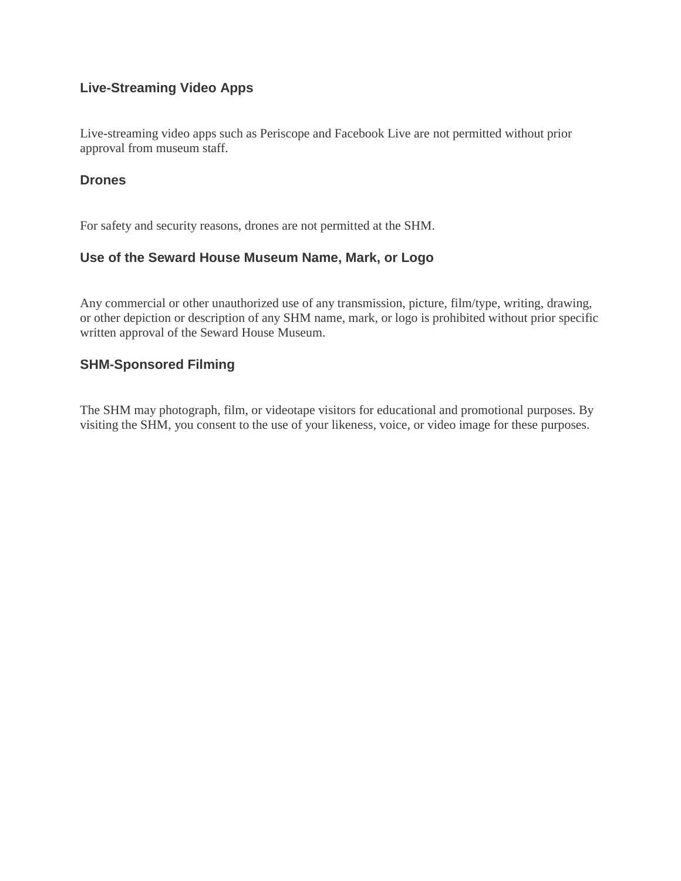## Live-Streaming Video Apps

Live-streaming video apps such as Periscope and Facebook Live are not permitted without prior approval from museum staff.

## Drones

For safety and security reasons, drones are not permitted at the SHM.

## Use of the Seward House Museum Name, Mark, or Logo

Any commercial or other unauthorized use of any transmission, picture, film/type, writing, drawing, or other depiction or description of any SHM name, mark, or logo is prohibited without prior specific written approval of the Seward House Museum.

## SHM-Sponsored Filming

The SHM may photograph, film, or videotape visitors for educational and promotional purposes. By visiting the SHM, you consent to the use of your likeness, voice, or video image for these purposes.